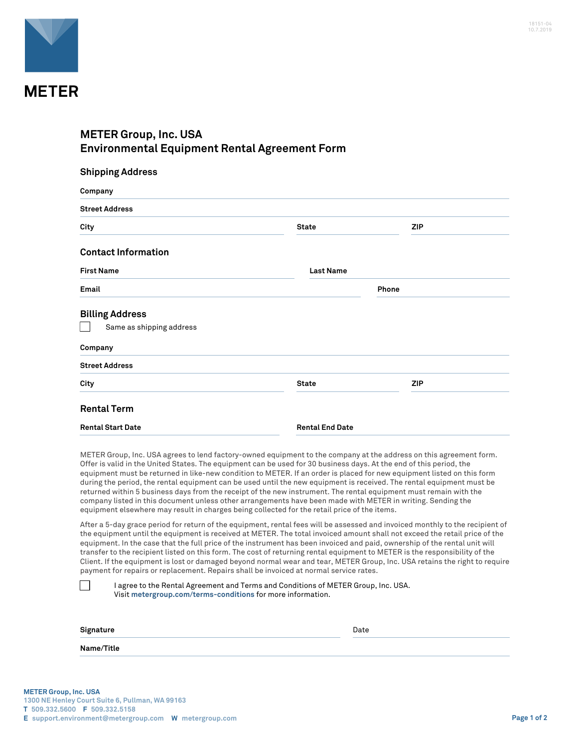# METER

## METER Group, Inc. USA
## Environmental Equipment Rental Agreement Form

### Shipping Address

**Company** ______________________________

**Street Address** ______________________________

**City** ______________ **State** ______________ **ZIP** ______________

### Contact Information

**First Name** ______________ **Last Name** ______________

**Email** ______________ **Phone** ______________

### Billing Address

☐ Same as shipping address

**Company** ______________________________

**Street Address** ______________________________

**City** ______________ **State** ______________ **ZIP** ______________

### Rental Term

**Rental Start Date** ______________ **Rental End Date** ______________

METER Group, Inc. USA agrees to lend factory-owned equipment to the company at the address on this agreement form. Offer is valid in the United States. The equipment can be used for 30 business days. At the end of this period, the equipment must be returned in like-new condition to METER. If an order is placed for new equipment listed on this form during the period, the rental equipment can be used until the new equipment is received. The rental equipment must be returned within 5 business days from the receipt of the new instrument. The rental equipment must remain with the company listed in this document unless other arrangements have been made with METER in writing. Sending the equipment elsewhere may result in charges being collected for the retail price of the items.

After a 5-day grace period for return of the equipment, rental fees will be assessed and invoiced monthly to the recipient of the equipment until the equipment is received at METER. The total invoiced amount shall not exceed the retail price of the equipment. In the case that the full price of the instrument has been invoiced and paid, ownership of the rental unit will transfer to the recipient listed on this form. The cost of returning rental equipment to METER is the responsibility of the Client. If the equipment is lost or damaged beyond normal wear and tear, METER Group, Inc. USA retains the right to require payment for repairs or replacement. Repairs shall be invoiced at normal service rates.

☐ I agree to the Rental Agreement and Terms and Conditions of METER Group, Inc. USA. Visit **metergroup.com/terms-conditions** for more information.

**Signature** ______________ Date ______________

**Name/Title** ______________________________

**METER Group, Inc. USA**
1300 NE Henley Court Suite 6, Pullman, WA 99163
**T** 509.332.5600 **F** 509.332.5158
**E** support.environment@metergroup.com **W** metergroup.com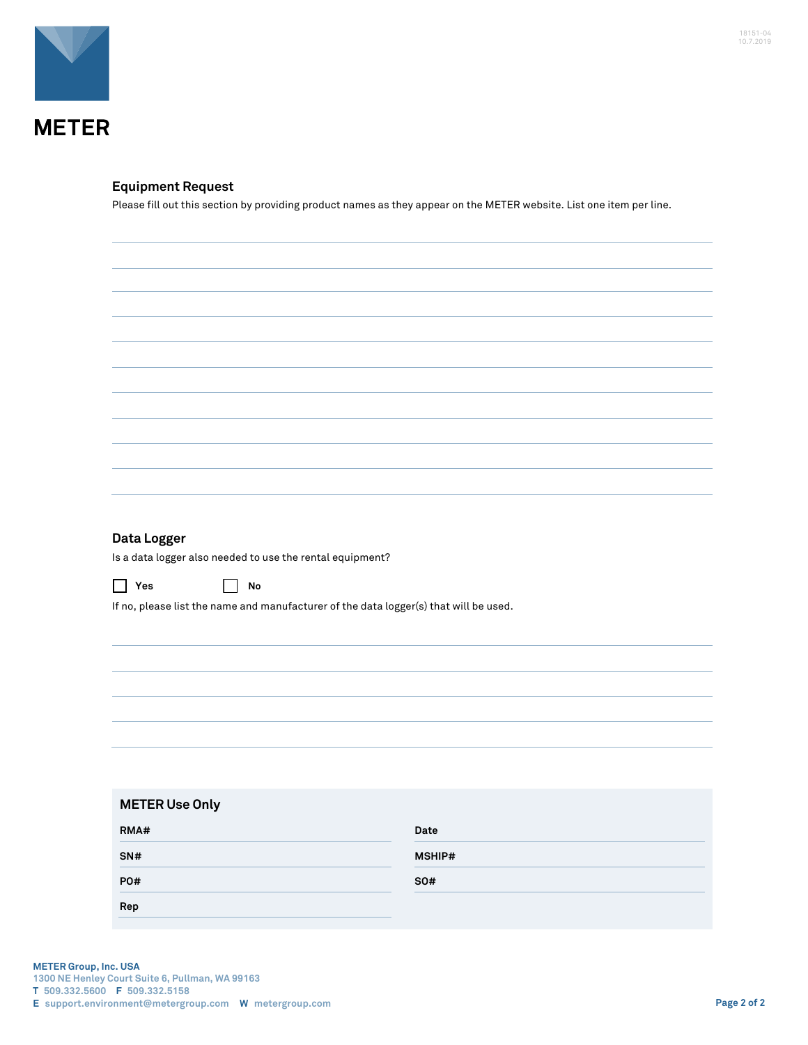METER

18151-04
10.7.2019

## Equipment Request

Please fill out this section by providing product names as they appear on the METER website. List one item per line.

## Data Logger

Is a data logger also needed to use the rental equipment?

☐ **Yes** ☐ **No**

If no, please list the name and manufacturer of the data logger(s) that will be used.

## METER Use Only

| | |
|---|---|
| **RMA#** | **Date** |
| **SN#** | **MSHIP#** |
| **PO#** | **SO#** |
| **Rep** | |

**METER Group, Inc. USA**
1300 NE Henley Court Suite 6, Pullman, WA 99163
**T** 509.332.5600 **F** 509.332.5158
**E** support.environment@metergroup.com **W** metergroup.com